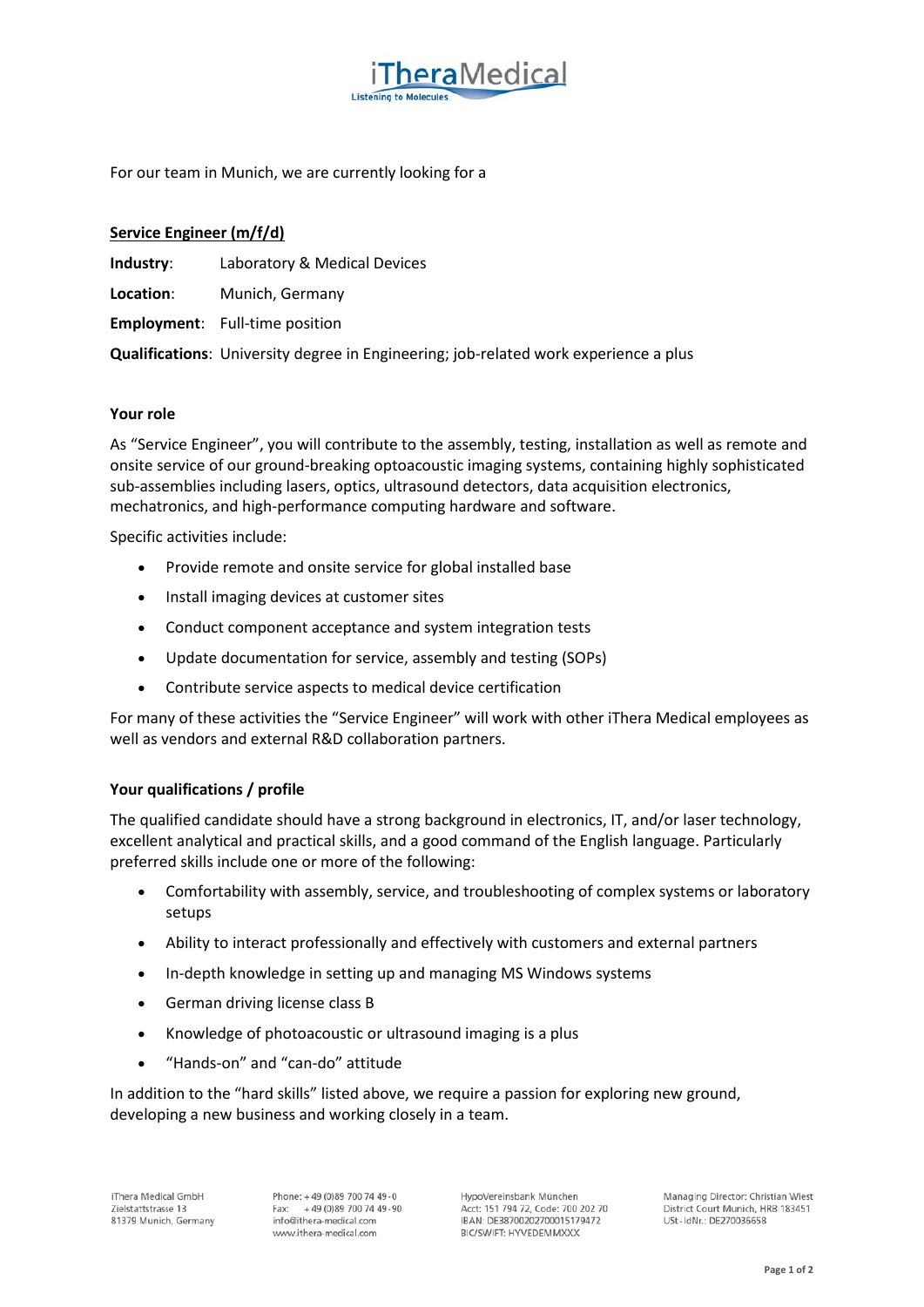For our team in Munich, we are currently looking for a

## Service Engineer (m/f/d)

**Industry**: Laboratory & Medical Devices

**Location**: Munich, Germany

**Employment**: Full-time position

**Qualifications**: University degree in Engineering; job-related work experience a plus

### Your role

As "Service Engineer", you will contribute to the assembly, testing, installation as well as remote and onsite service of our ground-breaking optoacoustic imaging systems, containing highly sophisticated sub-assemblies including lasers, optics, ultrasound detectors, data acquisition electronics, mechatronics, and high-performance computing hardware and software.

Specific activities include:

- Provide remote and onsite service for global installed base
- Install imaging devices at customer sites
- Conduct component acceptance and system integration tests
- Update documentation for service, assembly and testing (SOPs)
- Contribute service aspects to medical device certification

For many of these activities the "Service Engineer" will work with other iThera Medical employees as well as vendors and external R&D collaboration partners.

### Your qualifications / profile

The qualified candidate should have a strong background in electronics, IT, and/or laser technology, excellent analytical and practical skills, and a good command of the English language. Particularly preferred skills include one or more of the following:

- Comfortability with assembly, service, and troubleshooting of complex systems or laboratory setups
- Ability to interact professionally and effectively with customers and external partners
- In-depth knowledge in setting up and managing MS Windows systems
- German driving license class B
- Knowledge of photoacoustic or ultrasound imaging is a plus
- "Hands-on" and "can-do" attitude

In addition to the "hard skills" listed above, we require a passion for exploring new ground, developing a new business and working closely in a team.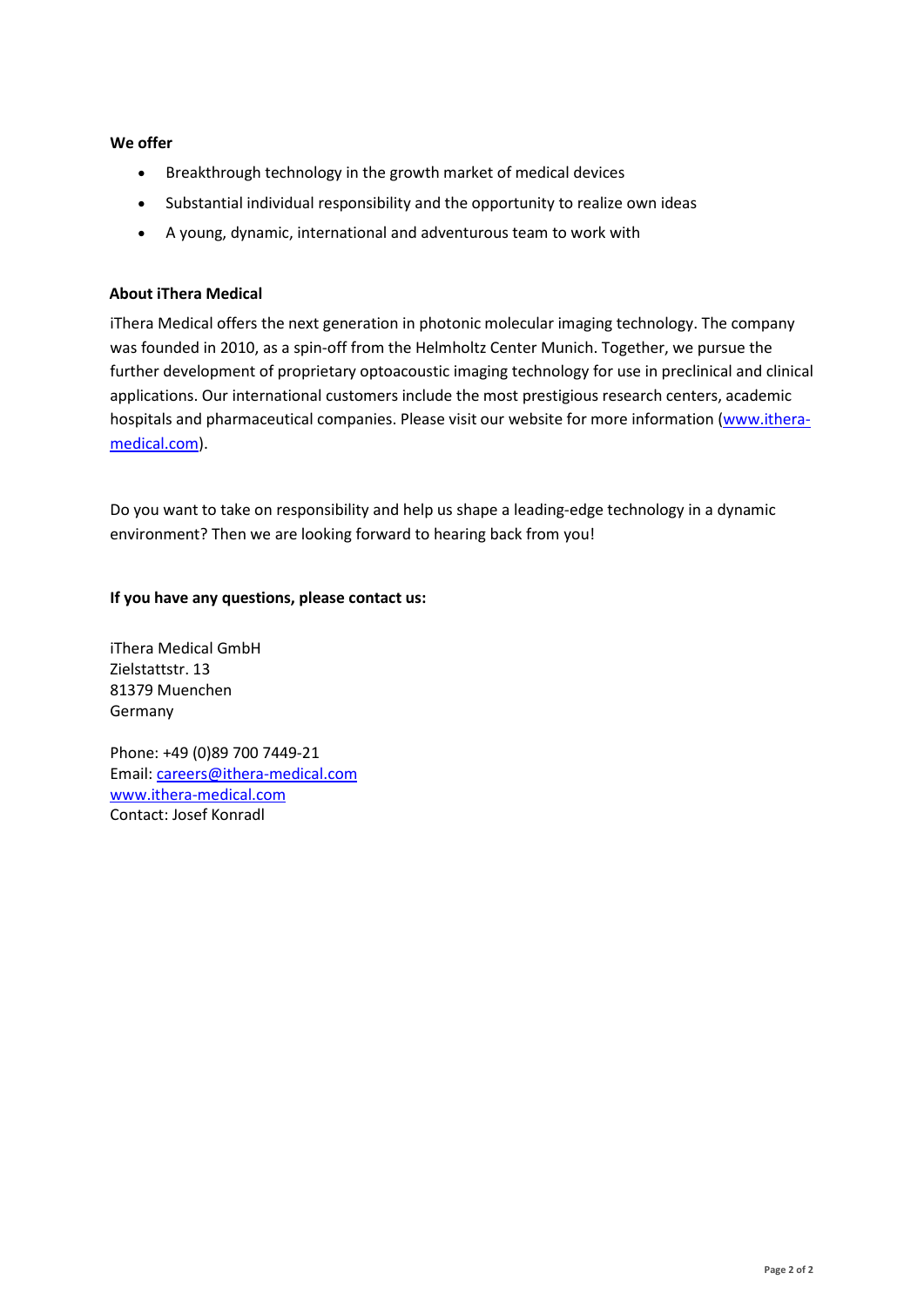**We offer**

- Breakthrough technology in the growth market of medical devices
- Substantial individual responsibility and the opportunity to realize own ideas
- A young, dynamic, international and adventurous team to work with

**About iThera Medical**

iThera Medical offers the next generation in photonic molecular imaging technology. The company was founded in 2010, as a spin-off from the Helmholtz Center Munich. Together, we pursue the further development of proprietary optoacoustic imaging technology for use in preclinical and clinical applications. Our international customers include the most prestigious research centers, academic hospitals and pharmaceutical companies. Please visit our website for more information (www.ithera-medical.com).

Do you want to take on responsibility and help us shape a leading-edge technology in a dynamic environment? Then we are looking forward to hearing back from you!

**If you have any questions, please contact us:**

iThera Medical GmbH
Zielstattstr. 13
81379 Muenchen
Germany

Phone: +49 (0)89 700 7449-21
Email: careers@ithera-medical.com
www.ithera-medical.com
Contact: Josef Konradl